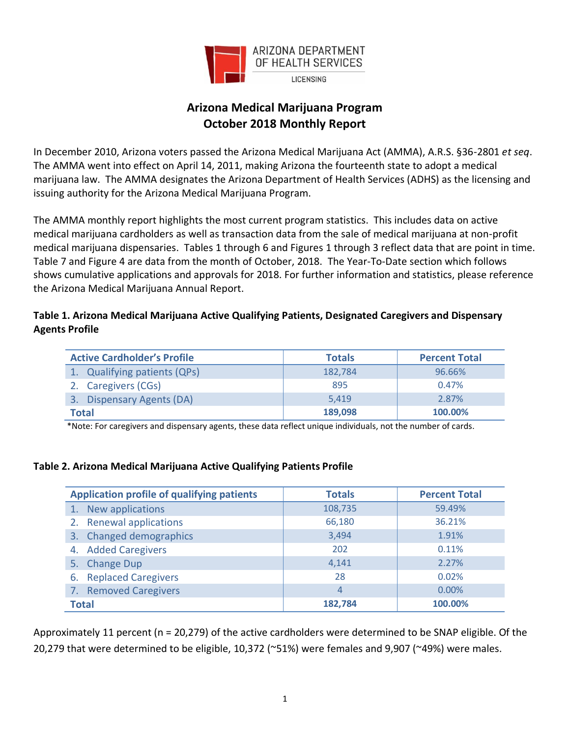ARIZONA DEPARTMENT OF HEALTH SERVICES

LICENSING

# Arizona Medical Marijuana Program
# October 2018 Monthly Report

In December 2010, Arizona voters passed the Arizona Medical Marijuana Act (AMMA), A.R.S. §36-2801 *et seq*. The AMMA went into effect on April 14, 2011, making Arizona the fourteenth state to adopt a medical marijuana law. The AMMA designates the Arizona Department of Health Services (ADHS) as the licensing and issuing authority for the Arizona Medical Marijuana Program.

The AMMA monthly report highlights the most current program statistics. This includes data on active medical marijuana cardholders as well as transaction data from the sale of medical marijuana at non-profit medical marijuana dispensaries. Tables 1 through 6 and Figures 1 through 3 reflect data that are point in time. Table 7 and Figure 4 are data from the month of October, 2018. The Year-To-Date section which follows shows cumulative applications and approvals for 2018. For further information and statistics, please reference the Arizona Medical Marijuana Annual Report.

**Table 1. Arizona Medical Marijuana Active Qualifying Patients, Designated Caregivers and Dispensary Agents Profile**

| Active Cardholder's Profile | Totals | Percent Total |
|---|---|---|
| 1. Qualifying patients (QPs) | 182,784 | 96.66% |
| 2. Caregivers (CGs) | 895 | 0.47% |
| 3. Dispensary Agents (DA) | 5,419 | 2.87% |
| **Total** | **189,098** | **100.00%** |

*Note: For caregivers and dispensary agents, these data reflect unique individuals, not the number of cards.

**Table 2. Arizona Medical Marijuana Active Qualifying Patients Profile**

| Application profile of qualifying patients | Totals | Percent Total |
|---|---|---|
| 1. New applications | 108,735 | 59.49% |
| 2. Renewal applications | 66,180 | 36.21% |
| 3. Changed demographics | 3,494 | 1.91% |
| 4. Added Caregivers | 202 | 0.11% |
| 5. Change Dup | 4,141 | 2.27% |
| 6. Replaced Caregivers | 28 | 0.02% |
| 7. Removed Caregivers | 4 | 0.00% |
| **Total** | **182,784** | **100.00%** |

Approximately 11 percent (n = 20,279) of the active cardholders were determined to be SNAP eligible. Of the 20,279 that were determined to be eligible, 10,372 (~51%) were females and 9,907 (~49%) were males.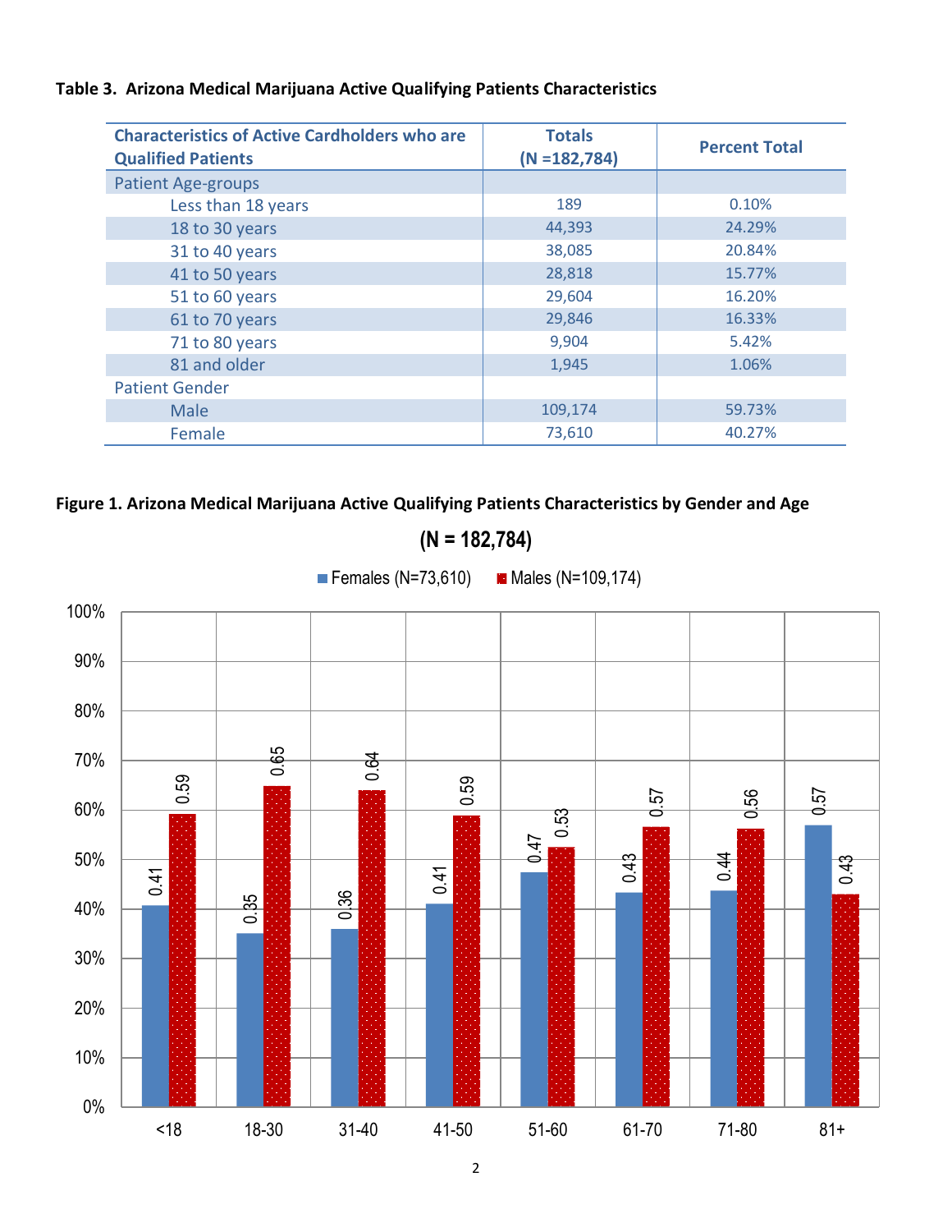**Table 3. Arizona Medical Marijuana Active Qualifying Patients Characteristics**

| Characteristics of Active Cardholders who are Qualified Patients | Totals (N =182,784) | Percent Total |
|---|---|---|
| Patient Age-groups | | |
| Less than 18 years | 189 | 0.10% |
| 18 to 30 years | 44,393 | 24.29% |
| 31 to 40 years | 38,085 | 20.84% |
| 41 to 50 years | 28,818 | 15.77% |
| 51 to 60 years | 29,604 | 16.20% |
| 61 to 70 years | 29,846 | 16.33% |
| 71 to 80 years | 9,904 | 5.42% |
| 81 and older | 1,945 | 1.06% |
| Patient Gender | | |
| Male | 109,174 | 59.73% |
| Female | 73,610 | 40.27% |

**Figure 1. Arizona Medical Marijuana Active Qualifying Patients Characteristics by Gender and Age**

(N = 182,784)

Females (N=73,610)
Males (N=109,174)

100%
90%
80%
70%
60%
50%
40%
30%
20%
10%
0%

<18: 0.41, 0.59
18-30: 0.35, 0.65
31-40: 0.36, 0.64
41-50: 0.41, 0.59
51-60: 0.47, 0.53
61-70: 0.43, 0.57
71-80: 0.44, 0.56
81+: 0.57, 0.43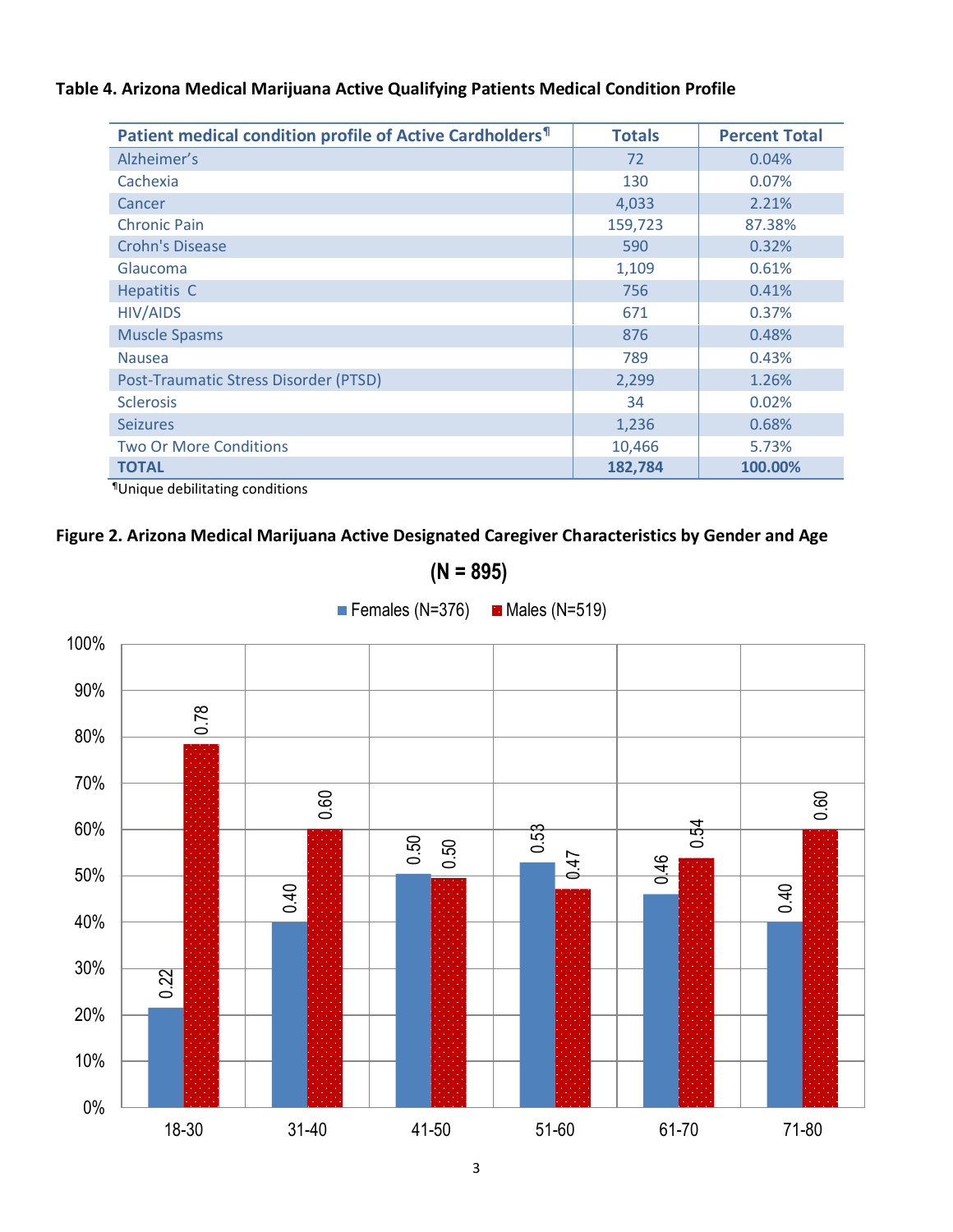**Table 4. Arizona Medical Marijuana Active Qualifying Patients Medical Condition Profile**

| Patient medical condition profile of Active Cardholders[¶] | Totals | Percent Total |
|---|---|---|
| Alzheimer's | 72 | 0.04% |
| Cachexia | 130 | 0.07% |
| Cancer | 4,033 | 2.21% |
| Chronic Pain | 159,723 | 87.38% |
| Crohn's Disease | 590 | 0.32% |
| Glaucoma | 1,109 | 0.61% |
| Hepatitis C | 756 | 0.41% |
| HIV/AIDS | 671 | 0.37% |
| Muscle Spasms | 876 | 0.48% |
| Nausea | 789 | 0.43% |
| Post-Traumatic Stress Disorder (PTSD) | 2,299 | 1.26% |
| Sclerosis | 34 | 0.02% |
| Seizures | 1,236 | 0.68% |
| Two Or More Conditions | 10,466 | 5.73% |
| **TOTAL** | **182,784** | **100.00%** |

¶Unique debilitating conditions

**Figure 2. Arizona Medical Marijuana Active Designated Caregiver Characteristics by Gender and Age**

(N = 895)

Females (N=376)
Males (N=519)

100%
90%
80%
70%
60%
50%
40%
30%
20%
10%
0%

18-30: 0.22, 0.78
31-40: 0.40, 0.60
41-50: 0.50, 0.50
51-60: 0.53, 0.47
61-70: 0.46, 0.54
71-80: 0.40, 0.60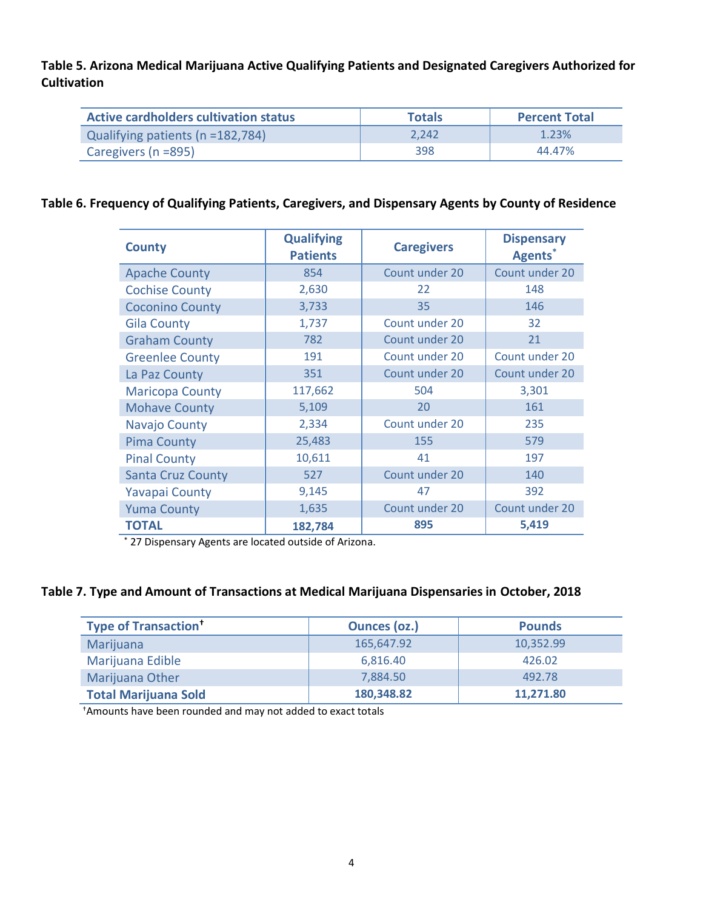**Table 5. Arizona Medical Marijuana Active Qualifying Patients and Designated Caregivers Authorized for Cultivation**

| Active cardholders cultivation status | Totals | Percent Total |
|---|---|---|
| Qualifying patients (n =182,784) | 2,242 | 1.23% |
| Caregivers (n =895) | 398 | 44.47% |

**Table 6. Frequency of Qualifying Patients, Caregivers, and Dispensary Agents by County of Residence**

| County | Qualifying Patients | Caregivers | Dispensary Agents* |
|---|---|---|---|
| Apache County | 854 | Count under 20 | Count under 20 |
| Cochise County | 2,630 | 22 | 148 |
| Coconino County | 3,733 | 35 | 146 |
| Gila County | 1,737 | Count under 20 | 32 |
| Graham County | 782 | Count under 20 | 21 |
| Greenlee County | 191 | Count under 20 | Count under 20 |
| La Paz County | 351 | Count under 20 | Count under 20 |
| Maricopa County | 117,662 | 504 | 3,301 |
| Mohave County | 5,109 | 20 | 161 |
| Navajo County | 2,334 | Count under 20 | 235 |
| Pima County | 25,483 | 155 | 579 |
| Pinal County | 10,611 | 41 | 197 |
| Santa Cruz County | 527 | Count under 20 | 140 |
| Yavapai County | 9,145 | 47 | 392 |
| Yuma County | 1,635 | Count under 20 | Count under 20 |
| **TOTAL** | **182,784** | **895** | **5,419** |

\* 27 Dispensary Agents are located outside of Arizona.

**Table 7. Type and Amount of Transactions at Medical Marijuana Dispensaries in October, 2018**

| Type of Transaction† | Ounces (oz.) | Pounds |
|---|---|---|
| Marijuana | 165,647.92 | 10,352.99 |
| Marijuana Edible | 6,816.40 | 426.02 |
| Marijuana Other | 7,884.50 | 492.78 |
| **Total Marijuana Sold** | **180,348.82** | **11,271.80** |

†Amounts have been rounded and may not added to exact totals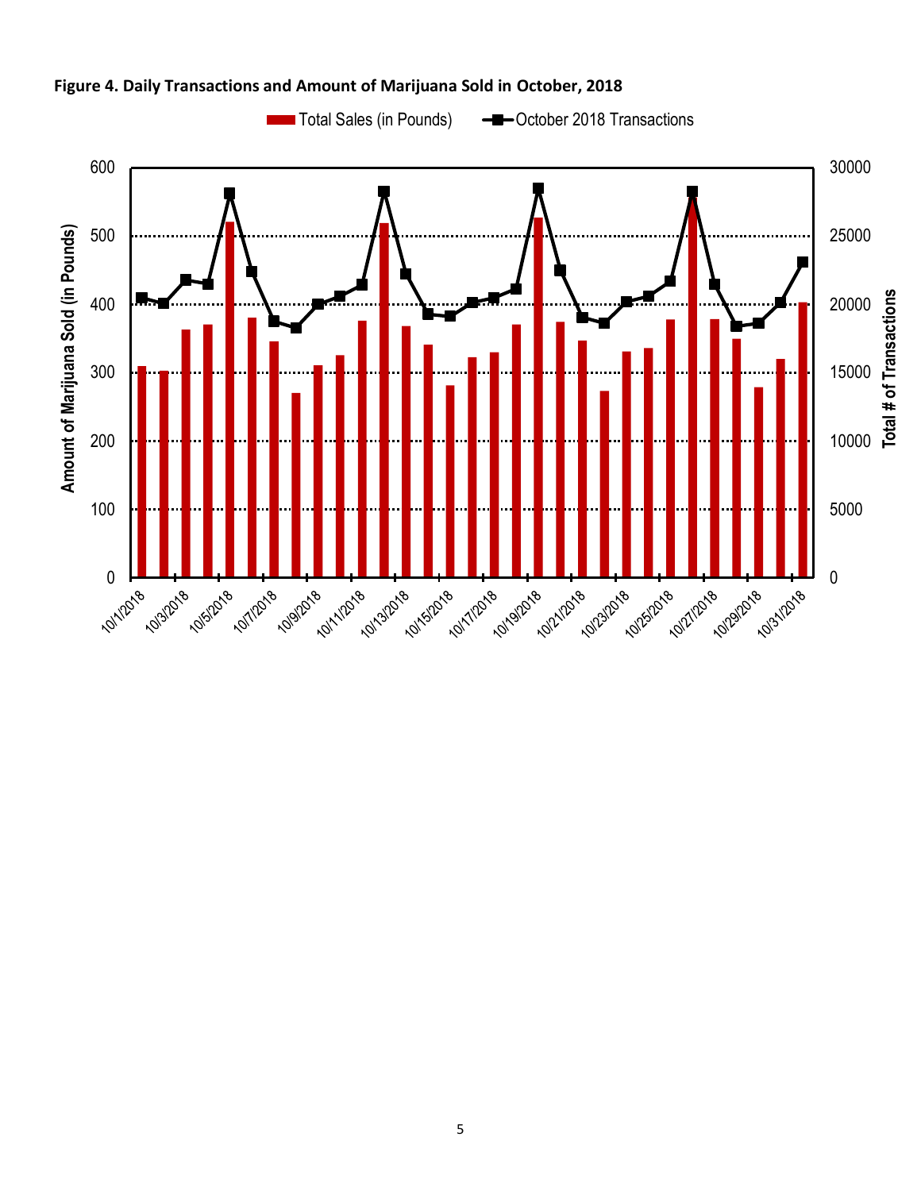**Figure 4. Daily Transactions and Amount of Marijuana Sold in October, 2018**

Total Sales (in Pounds)

October 2018 Transactions

Amount of Marijuana Sold (in Pounds)

0
100
200
300
400
500
600

Total # of Transactions

0
5000
10000
15000
20000
25000
30000

10/1/2018
10/3/2018
10/5/2018
10/7/2018
10/9/2018
10/11/2018
10/13/2018
10/15/2018
10/17/2018
10/19/2018
10/21/2018
10/23/2018
10/25/2018
10/27/2018
10/29/2018
10/31/2018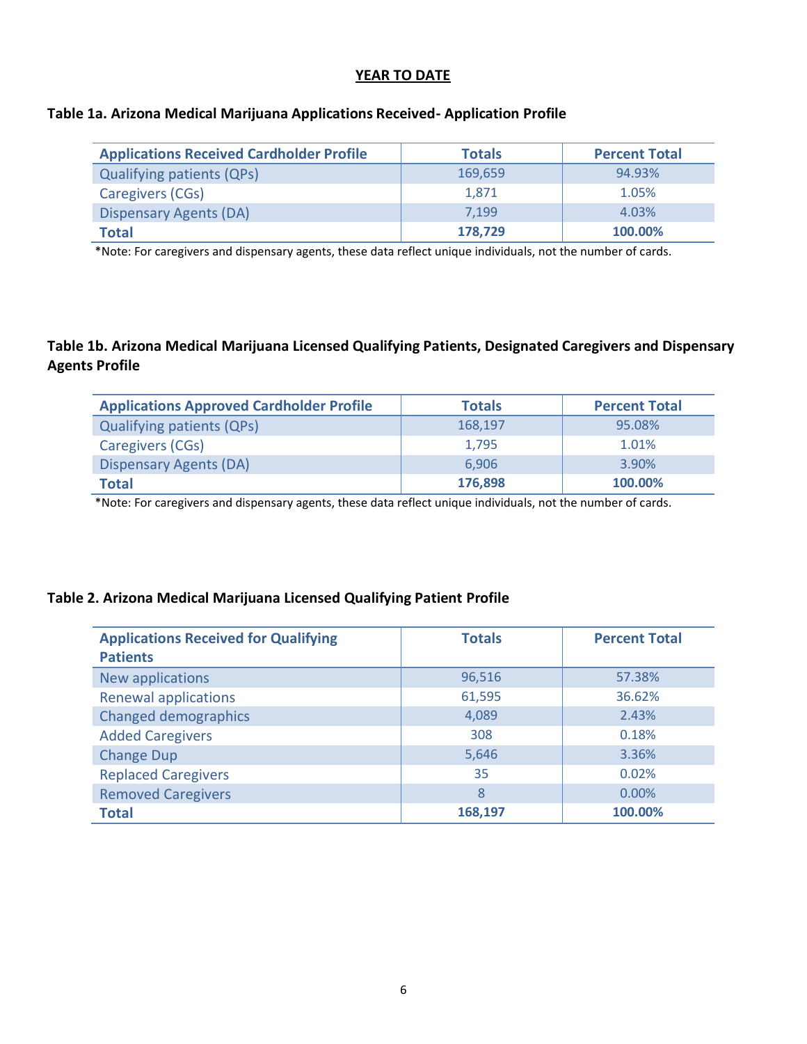## YEAR TO DATE

### Table 1a. Arizona Medical Marijuana Applications Received- Application Profile

| Applications Received Cardholder Profile | Totals | Percent Total |
|---|---|---|
| Qualifying patients (QPs) | 169,659 | 94.93% |
| Caregivers (CGs) | 1,871 | 1.05% |
| Dispensary Agents (DA) | 7,199 | 4.03% |
| **Total** | **178,729** | **100.00%** |

*Note: For caregivers and dispensary agents, these data reflect unique individuals, not the number of cards.

### Table 1b. Arizona Medical Marijuana Licensed Qualifying Patients, Designated Caregivers and Dispensary Agents Profile

| Applications Approved Cardholder Profile | Totals | Percent Total |
|---|---|---|
| Qualifying patients (QPs) | 168,197 | 95.08% |
| Caregivers (CGs) | 1,795 | 1.01% |
| Dispensary Agents (DA) | 6,906 | 3.90% |
| **Total** | **176,898** | **100.00%** |

*Note: For caregivers and dispensary agents, these data reflect unique individuals, not the number of cards.

### Table 2. Arizona Medical Marijuana Licensed Qualifying Patient Profile

| Applications Received for Qualifying Patients | Totals | Percent Total |
|---|---|---|
| New applications | 96,516 | 57.38% |
| Renewal applications | 61,595 | 36.62% |
| Changed demographics | 4,089 | 2.43% |
| Added Caregivers | 308 | 0.18% |
| Change Dup | 5,646 | 3.36% |
| Replaced Caregivers | 35 | 0.02% |
| Removed Caregivers | 8 | 0.00% |
| **Total** | **168,197** | **100.00%** |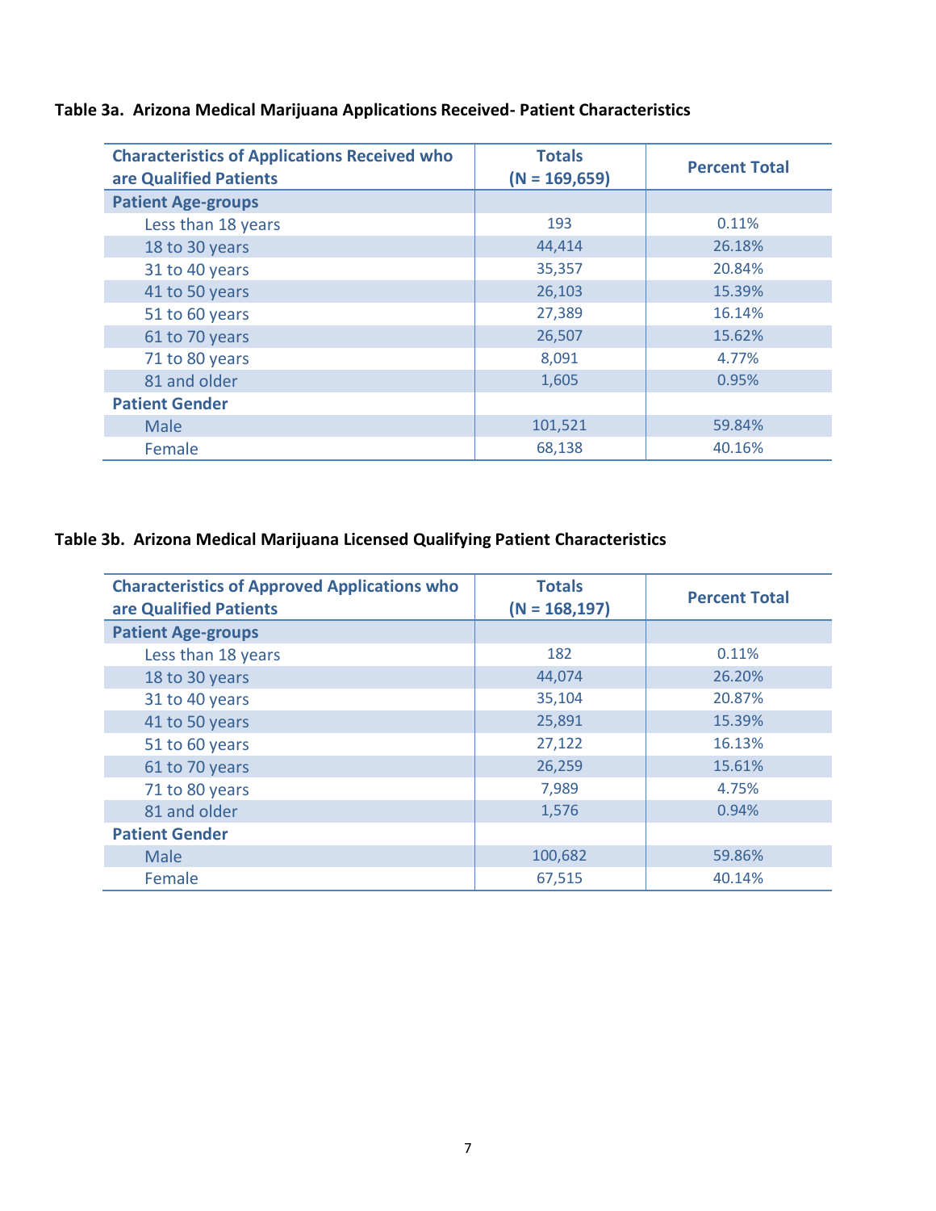**Table 3a. Arizona Medical Marijuana Applications Received- Patient Characteristics**

| Characteristics of Applications Received who are Qualified Patients | Totals (N = 169,659) | Percent Total |
|---|---|---|
| **Patient Age-groups** | | |
| Less than 18 years | 193 | 0.11% |
| 18 to 30 years | 44,414 | 26.18% |
| 31 to 40 years | 35,357 | 20.84% |
| 41 to 50 years | 26,103 | 15.39% |
| 51 to 60 years | 27,389 | 16.14% |
| 61 to 70 years | 26,507 | 15.62% |
| 71 to 80 years | 8,091 | 4.77% |
| 81 and older | 1,605 | 0.95% |
| **Patient Gender** | | |
| Male | 101,521 | 59.84% |
| Female | 68,138 | 40.16% |

**Table 3b. Arizona Medical Marijuana Licensed Qualifying Patient Characteristics**

| Characteristics of Approved Applications who are Qualified Patients | Totals (N = 168,197) | Percent Total |
|---|---|---|
| **Patient Age-groups** | | |
| Less than 18 years | 182 | 0.11% |
| 18 to 30 years | 44,074 | 26.20% |
| 31 to 40 years | 35,104 | 20.87% |
| 41 to 50 years | 25,891 | 15.39% |
| 51 to 60 years | 27,122 | 16.13% |
| 61 to 70 years | 26,259 | 15.61% |
| 71 to 80 years | 7,989 | 4.75% |
| 81 and older | 1,576 | 0.94% |
| **Patient Gender** | | |
| Male | 100,682 | 59.86% |
| Female | 67,515 | 40.14% |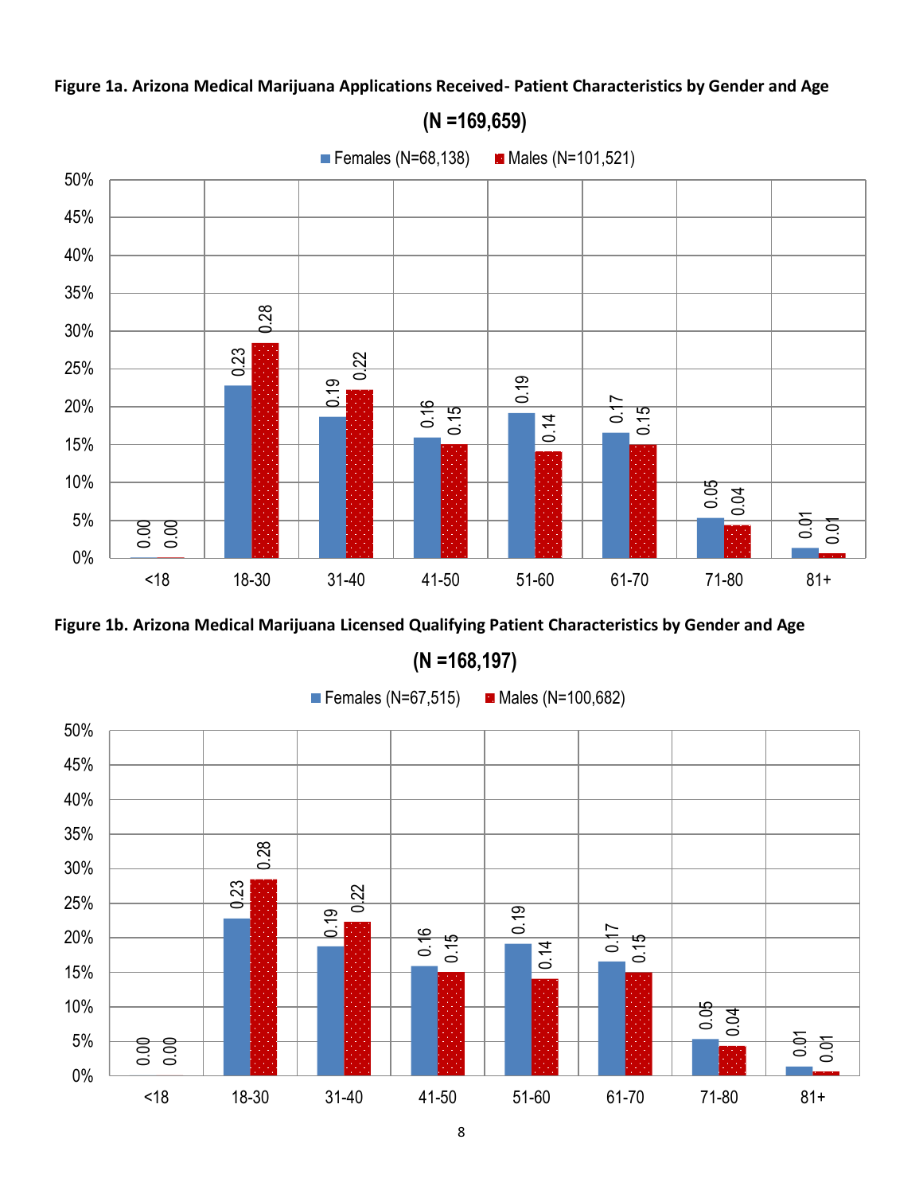**Figure 1a. Arizona Medical Marijuana Applications Received- Patient Characteristics by Gender and Age**

(N =169,659)

Females (N=68,138)
Males (N=101,521)

50%
45%
40%
35%
30%
25%
20%
15%
10%
5%
0%

<18: 0.00, 0.00
18-30: 0.23, 0.28
31-40: 0.19, 0.22
41-50: 0.16, 0.15
51-60: 0.19, 0.14
61-70: 0.17, 0.15
71-80: 0.05, 0.04
81+: 0.01, 0.01

**Figure 1b. Arizona Medical Marijuana Licensed Qualifying Patient Characteristics by Gender and Age**

(N =168,197)

Females (N=67,515)
Males (N=100,682)

50%
45%
40%
35%
30%
25%
20%
15%
10%
5%
0%

<18: 0.00, 0.00
18-30: 0.23, 0.28
31-40: 0.19, 0.22
41-50: 0.16, 0.15
51-60: 0.19, 0.14
61-70: 0.17, 0.15
71-80: 0.05, 0.04
81+: 0.01, 0.01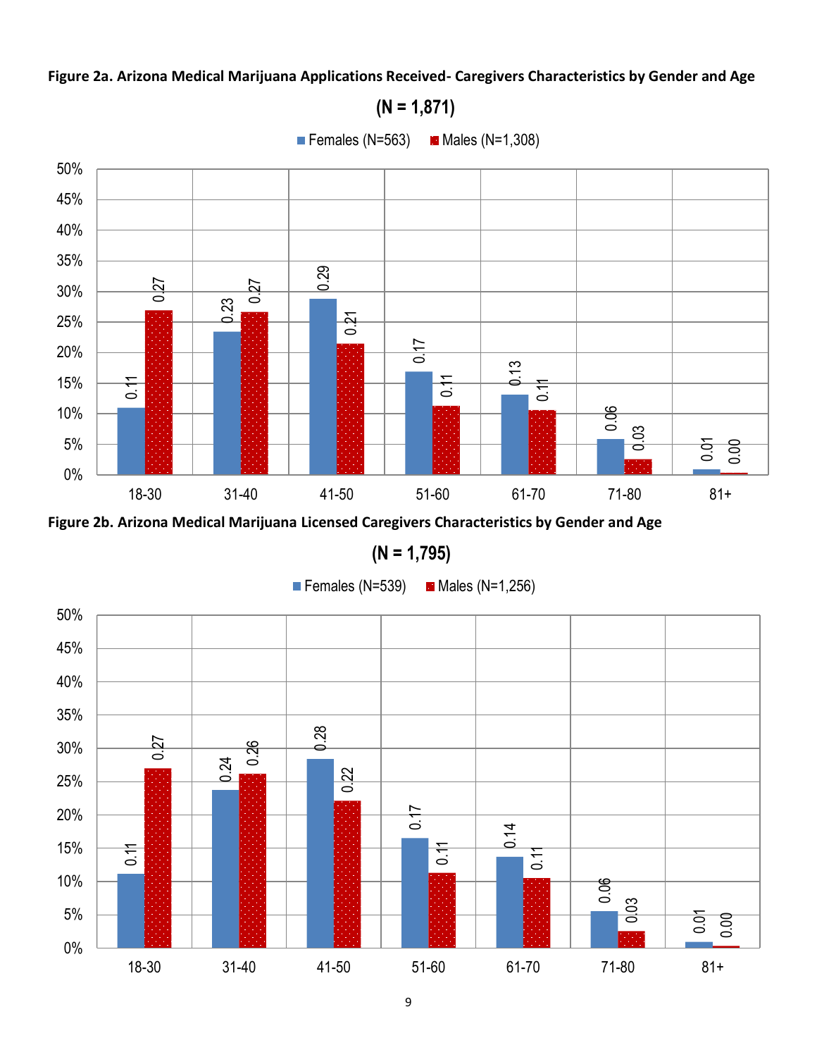**Figure 2a. Arizona Medical Marijuana Applications Received- Caregivers Characteristics by Gender and Age**

(N = 1,871)

Females (N=563) Males (N=1,308)

50%
45%
40%
35%
30%
25%
20%
15%
10%
5%
0%

18-30: 0.11, 0.27
31-40: 0.23, 0.27
41-50: 0.29, 0.21
51-60: 0.17, 0.11
61-70: 0.13, 0.11
71-80: 0.06, 0.03
81+: 0.01, 0.00

**Figure 2b. Arizona Medical Marijuana Licensed Caregivers Characteristics by Gender and Age**

(N = 1,795)

Females (N=539) Males (N=1,256)

50%
45%
40%
35%
30%
25%
20%
15%
10%
5%
0%

18-30: 0.11, 0.27
31-40: 0.24, 0.26
41-50: 0.28, 0.22
51-60: 0.17, 0.11
61-70: 0.14, 0.11
71-80: 0.06, 0.03
81+: 0.01, 0.00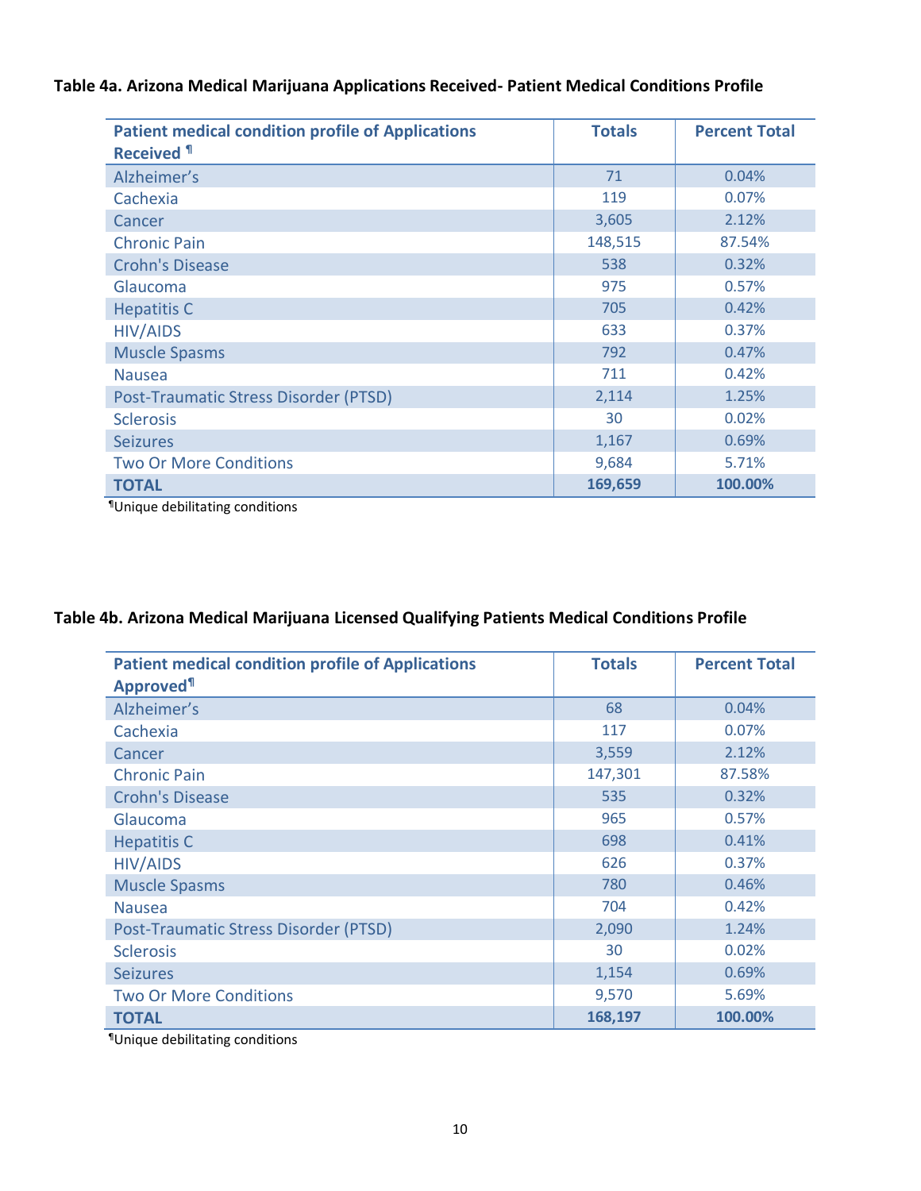**Table 4a. Arizona Medical Marijuana Applications Received- Patient Medical Conditions Profile**

| Patient medical condition profile of Applications Received ¶ | Totals | Percent Total |
|---|---|---|
| Alzheimer's | 71 | 0.04% |
| Cachexia | 119 | 0.07% |
| Cancer | 3,605 | 2.12% |
| Chronic Pain | 148,515 | 87.54% |
| Crohn's Disease | 538 | 0.32% |
| Glaucoma | 975 | 0.57% |
| Hepatitis C | 705 | 0.42% |
| HIV/AIDS | 633 | 0.37% |
| Muscle Spasms | 792 | 0.47% |
| Nausea | 711 | 0.42% |
| Post-Traumatic Stress Disorder (PTSD) | 2,114 | 1.25% |
| Sclerosis | 30 | 0.02% |
| Seizures | 1,167 | 0.69% |
| Two Or More Conditions | 9,684 | 5.71% |
| **TOTAL** | **169,659** | **100.00%** |

¶Unique debilitating conditions

**Table 4b. Arizona Medical Marijuana Licensed Qualifying Patients Medical Conditions Profile**

| Patient medical condition profile of Applications Approved¶ | Totals | Percent Total |
|---|---|---|
| Alzheimer's | 68 | 0.04% |
| Cachexia | 117 | 0.07% |
| Cancer | 3,559 | 2.12% |
| Chronic Pain | 147,301 | 87.58% |
| Crohn's Disease | 535 | 0.32% |
| Glaucoma | 965 | 0.57% |
| Hepatitis C | 698 | 0.41% |
| HIV/AIDS | 626 | 0.37% |
| Muscle Spasms | 780 | 0.46% |
| Nausea | 704 | 0.42% |
| Post-Traumatic Stress Disorder (PTSD) | 2,090 | 1.24% |
| Sclerosis | 30 | 0.02% |
| Seizures | 1,154 | 0.69% |
| Two Or More Conditions | 9,570 | 5.69% |
| **TOTAL** | **168,197** | **100.00%** |

¶Unique debilitating conditions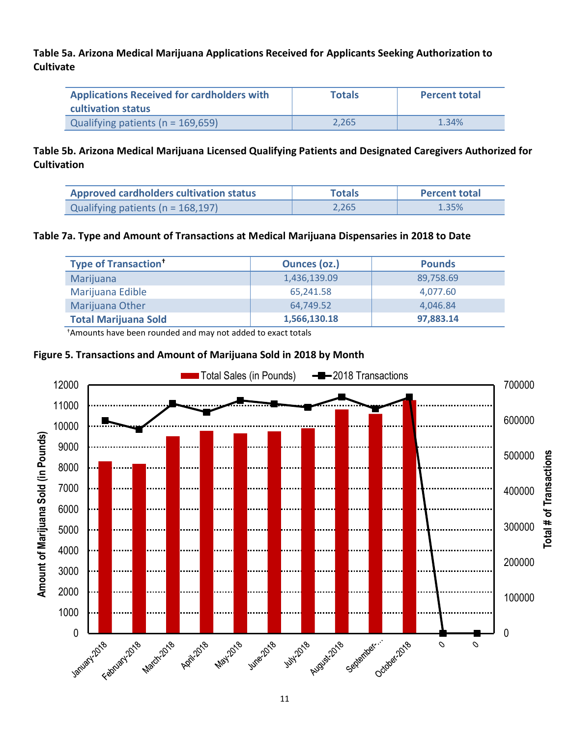**Table 5a. Arizona Medical Marijuana Applications Received for Applicants Seeking Authorization to Cultivate**

| Applications Received for cardholders with cultivation status | Totals | Percent total |
|---|---|---|
| Qualifying patients (n = 169,659) | 2,265 | 1.34% |

**Table 5b. Arizona Medical Marijuana Licensed Qualifying Patients and Designated Caregivers Authorized for Cultivation**

| Approved cardholders cultivation status | Totals | Percent total |
|---|---|---|
| Qualifying patients (n = 168,197) | 2,265 | 1.35% |

**Table 7a. Type and Amount of Transactions at Medical Marijuana Dispensaries in 2018 to Date**

| Type of Transaction† | Ounces (oz.) | Pounds |
|---|---|---|
| Marijuana | 1,436,139.09 | 89,758.69 |
| Marijuana Edible | 65,241.58 | 4,077.60 |
| Marijuana Other | 64,749.52 | 4,046.84 |
| **Total Marijuana Sold** | **1,566,130.18** | **97,883.14** |

†Amounts have been rounded and may not added to exact totals

**Figure 5. Transactions and Amount of Marijuana Sold in 2018 by Month**

Total Sales (in Pounds)
2018 Transactions

Amount of Marijuana Sold (in Pounds)
0
1000
2000
3000
4000
5000
6000
7000
8000
9000
10000
11000
12000

Total # of Transactions
0
100000
200000
300000
400000
500000
600000
700000

January-2018
February-2018
March-2018
April-2018
May-2018
June-2018
July-2018
August-2018
September-...
October-2018
0
0